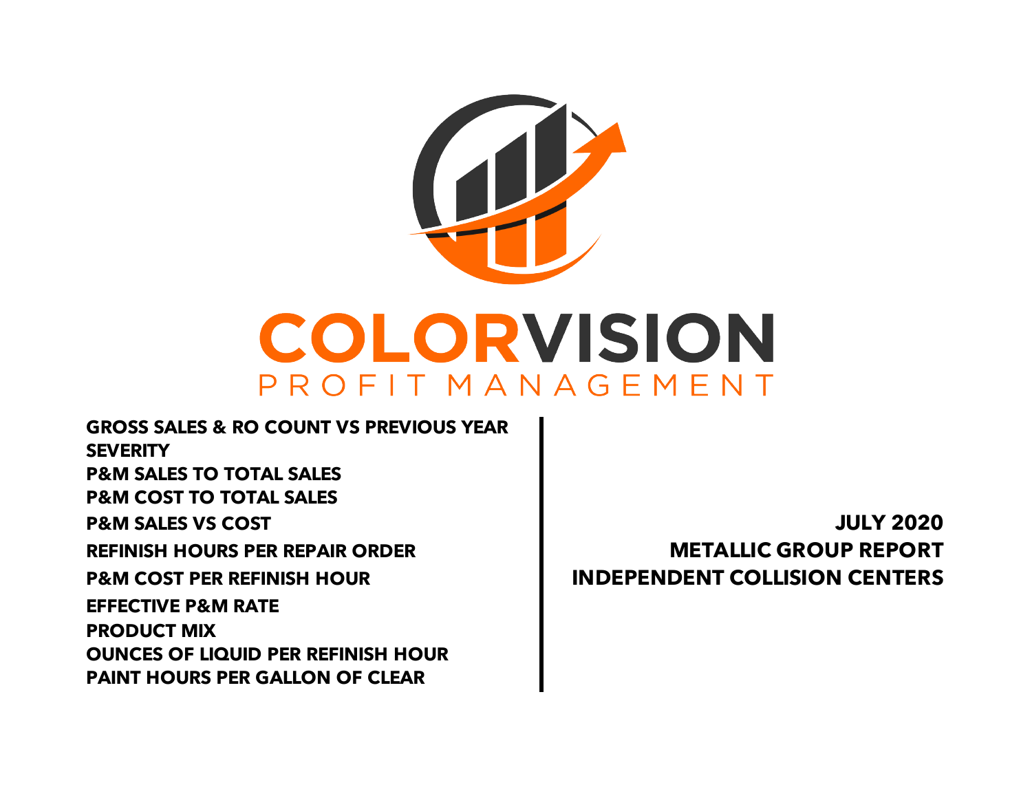# COLORVISION

## PROFIT MANAGEMENT

**GROSS SALES & RO COUNT VS PREVIOUS YEAR**
**SEVERITY**
**P&M SALES TO TOTAL SALES**
**P&M COST TO TOTAL SALES**
**P&M SALES VS COST**
**REFINISH HOURS PER REPAIR ORDER**
**P&M COST PER REFINISH HOUR**
**EFFECTIVE P&M RATE**
**PRODUCT MIX**
**OUNCES OF LIQUID PER REFINISH HOUR**
**PAINT HOURS PER GALLON OF CLEAR**

**JULY 2020**
**METALLIC GROUP REPORT**
**INDEPENDENT COLLISION CENTERS**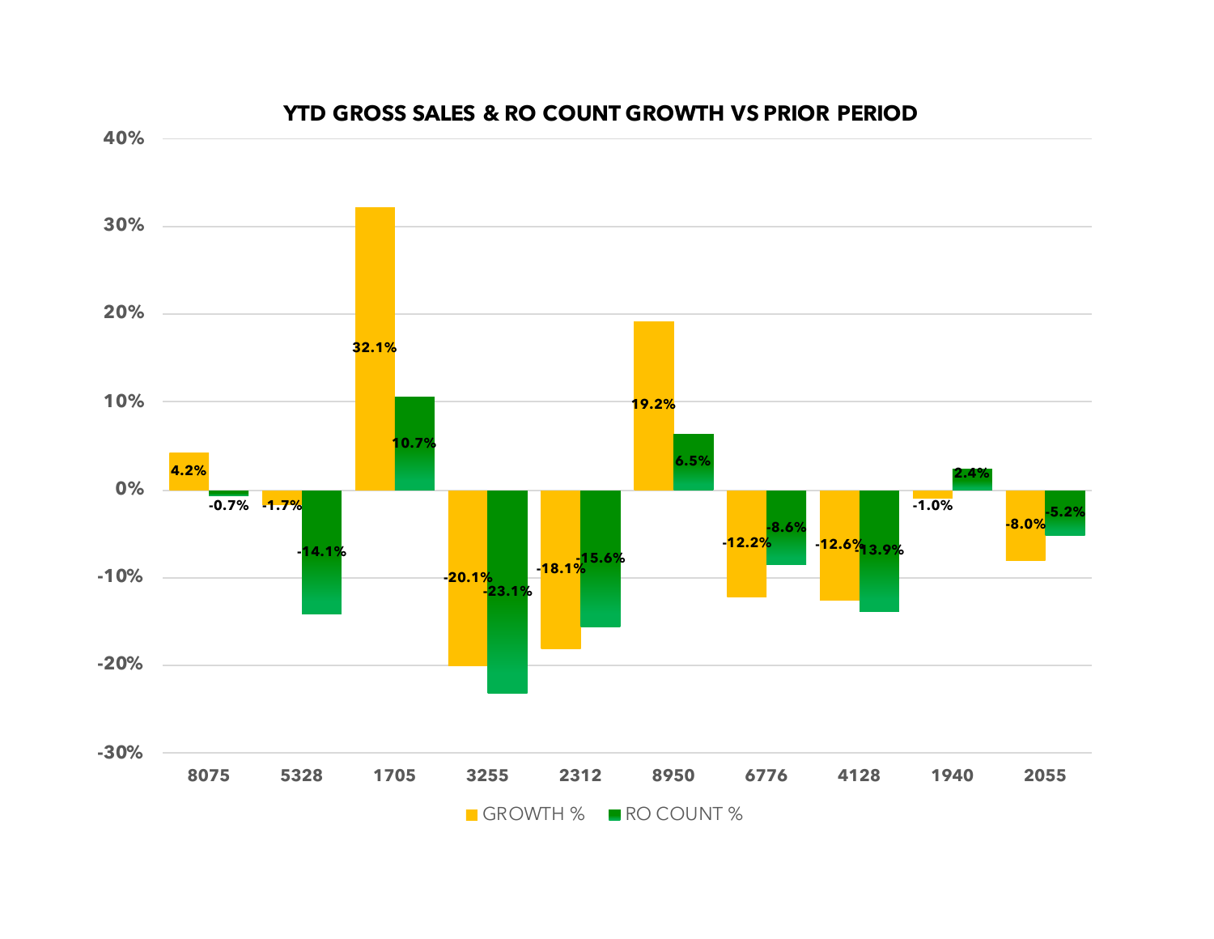## YTD GROSS SALES & RO COUNT GROWTH VS PRIOR PERIOD

| Location | GROWTH % | RO COUNT % |
|---|---|---|
| 8075 | 4.2% | -0.7% |
| 5328 | -1.7% | -14.1% |
| 1705 | 32.1% | 10.7% |
| 3255 | -20.1% | -23.1% |
| 2312 | -18.1% | -15.6% |
| 8950 | 19.2% | 6.5% |
| 6776 | -12.2% | -8.6% |
| 4128 | -12.6% | -13.9% |
| 1940 | -1.0% | 2.4% |
| 2055 | -8.0% | -5.2% |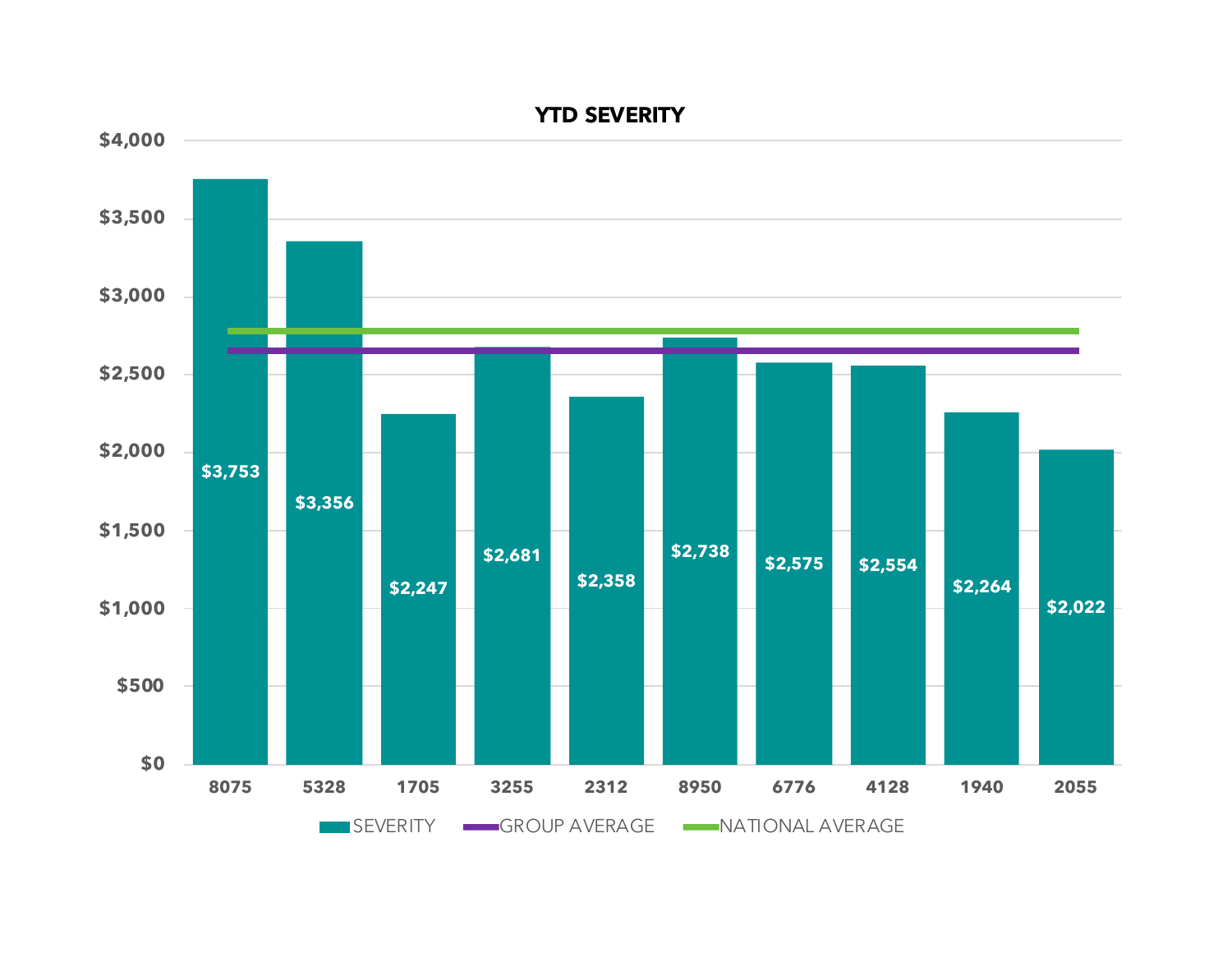**YTD SEVERITY**

| | 8075 | 5328 | 1705 | 3255 | 2312 | 8950 | 6776 | 4128 | 1940 | 2055 |
|---|---|---|---|---|---|---|---|---|---|---|
| SEVERITY | $3,753 | $3,356 | $2,247 | $2,681 | $2,358 | $2,738 | $2,575 | $2,554 | $2,264 | $2,022 |

Legend: SEVERITY, GROUP AVERAGE, NATIONAL AVERAGE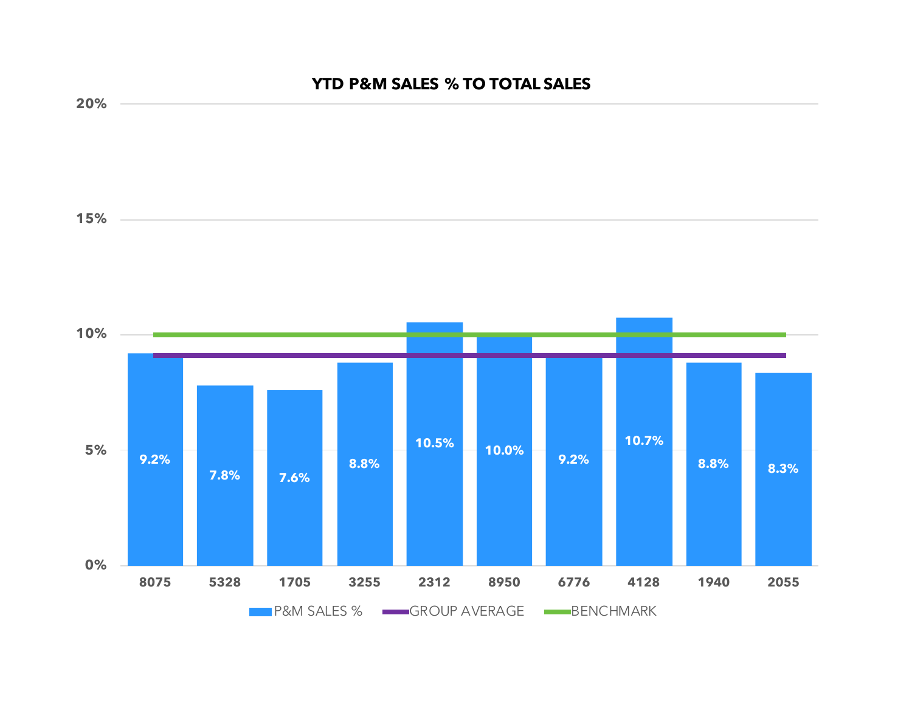## YTD P&M SALES % TO TOTAL SALES

| | P&M SALES % |
|---|---|
| 8075 | 9.2% |
| 5328 | 7.8% |
| 1705 | 7.6% |
| 3255 | 8.8% |
| 2312 | 10.5% |
| 8950 | 10.0% |
| 6776 | 9.2% |
| 4128 | 10.7% |
| 1940 | 8.8% |
| 2055 | 8.3% |

P&M SALES % — GROUP AVERAGE — BENCHMARK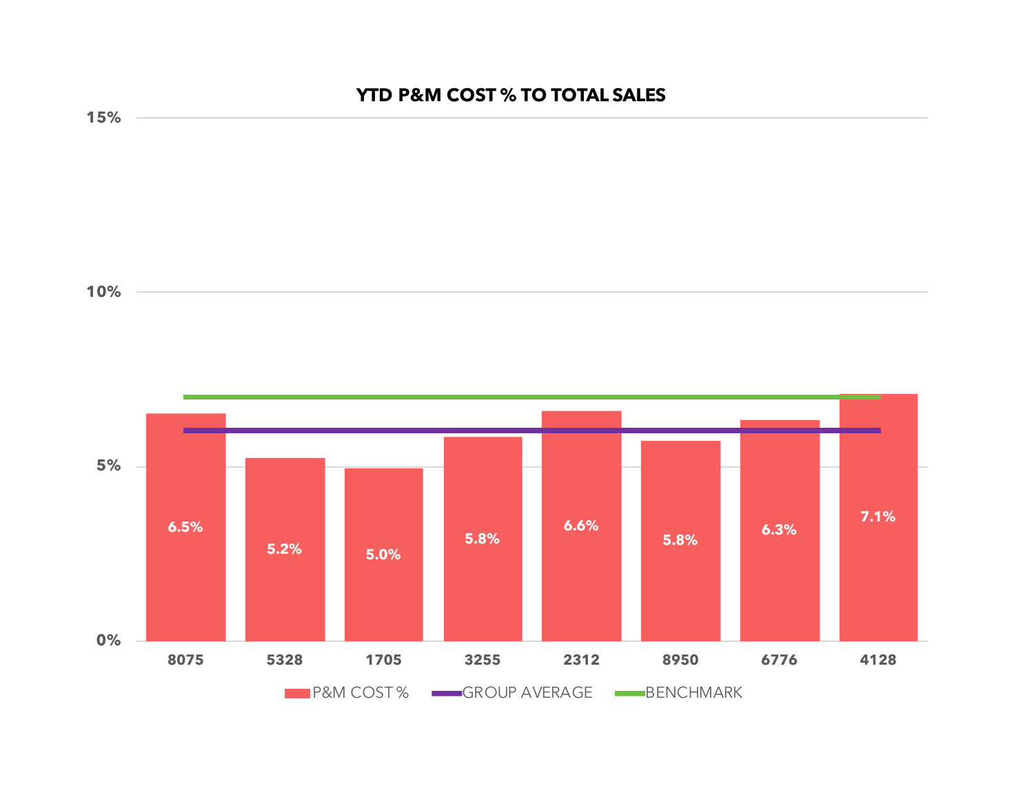## YTD P&M COST % TO TOTAL SALES

| Store | P&M COST % |
|---|---|
| 8075 | 6.5% |
| 5328 | 5.2% |
| 1705 | 5.0% |
| 3255 | 5.8% |
| 2312 | 6.6% |
| 8950 | 5.8% |
| 6776 | 6.3% |
| 4128 | 7.1% |

Legend: P&M COST % · GROUP AVERAGE · BENCHMARK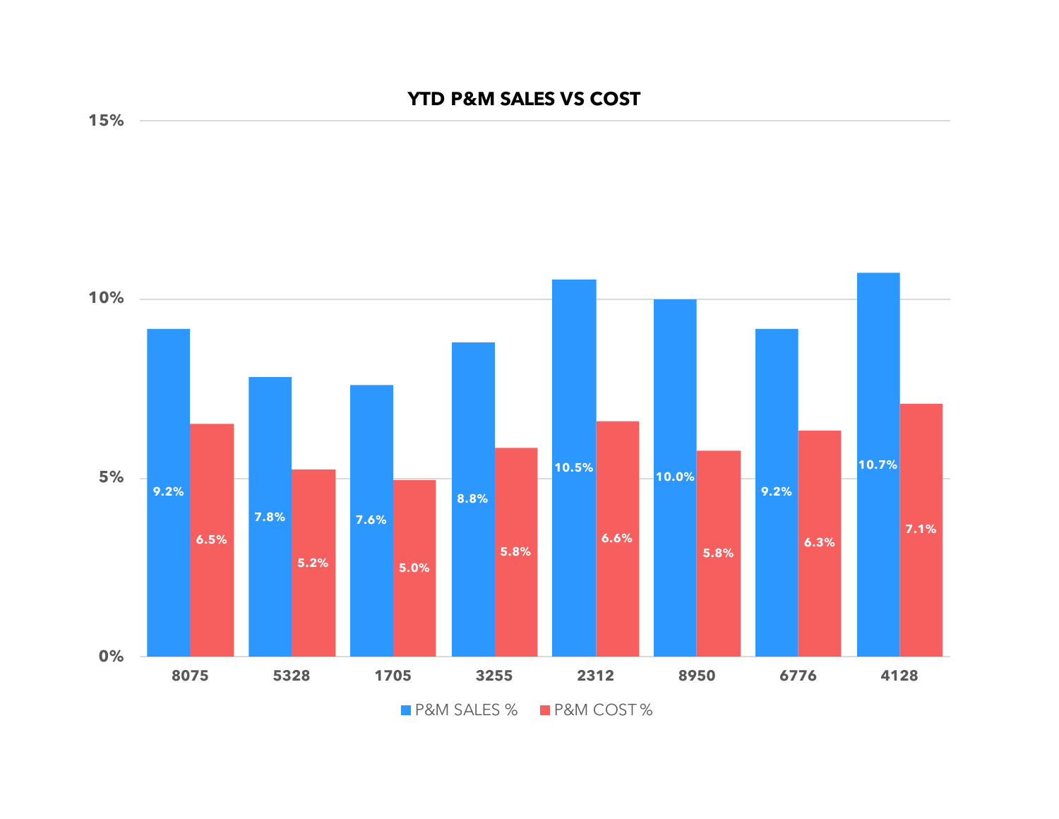## YTD P&M SALES VS COST

| | 8075 | 5328 | 1705 | 3255 | 2312 | 8950 | 6776 | 4128 |
|---|---|---|---|---|---|---|---|---|
| P&M SALES % | 9.2% | 7.8% | 7.6% | 8.8% | 10.5% | 10.0% | 9.2% | 10.7% |
| P&M COST % | 6.5% | 5.2% | 5.0% | 5.8% | 6.6% | 5.8% | 6.3% | 7.1% |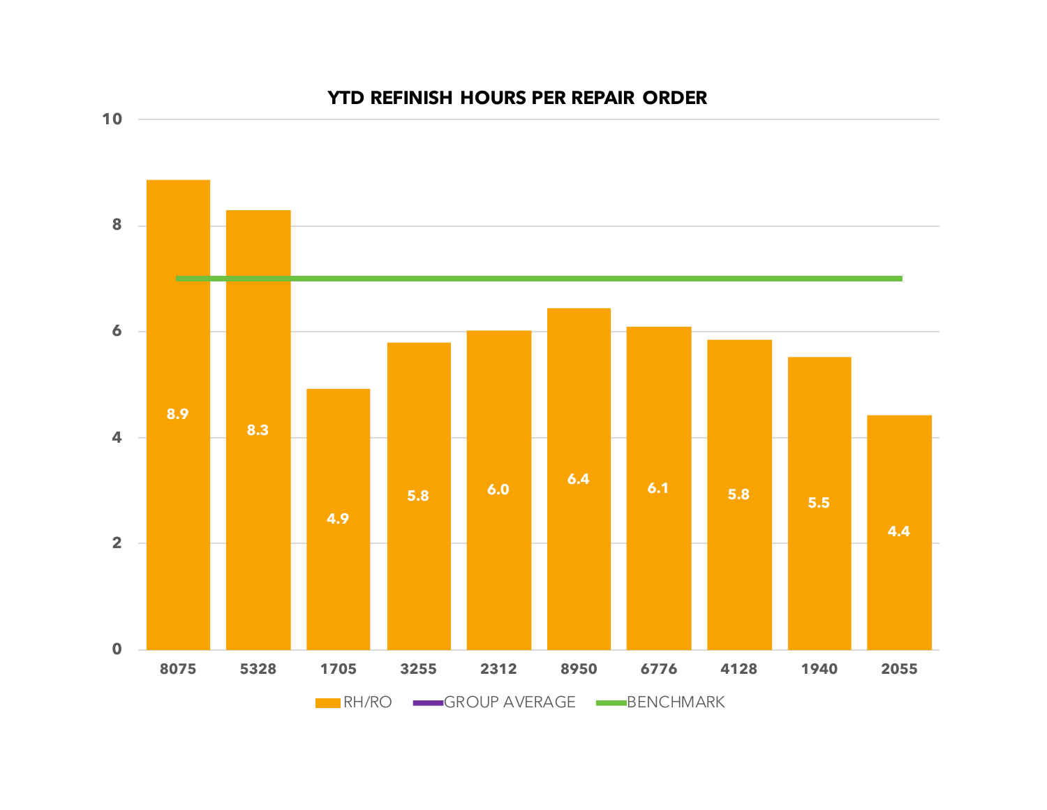## YTD REFINISH HOURS PER REPAIR ORDER

| Shop | RH/RO |
|---|---|
| 8075 | 8.9 |
| 5328 | 8.3 |
| 1705 | 4.9 |
| 3255 | 5.8 |
| 2312 | 6.0 |
| 8950 | 6.4 |
| 6776 | 6.1 |
| 4128 | 5.8 |
| 1940 | 5.5 |
| 2055 | 4.4 |

Legend: RH/RO, GROUP AVERAGE, BENCHMARK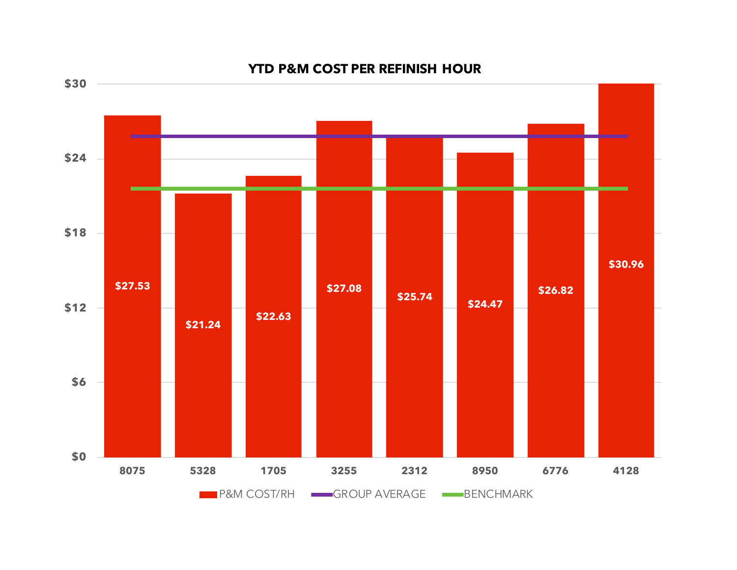## YTD P&M COST PER REFINISH HOUR

| Shop | P&M COST/RH |
|---|---|
| 8075 | $27.53 |
| 5328 | $21.24 |
| 1705 | $22.63 |
| 3255 | $27.08 |
| 2312 | $25.74 |
| 8950 | $24.47 |
| 6776 | $26.82 |
| 4128 | $30.96 |

Legend: P&M COST/RH, GROUP AVERAGE, BENCHMARK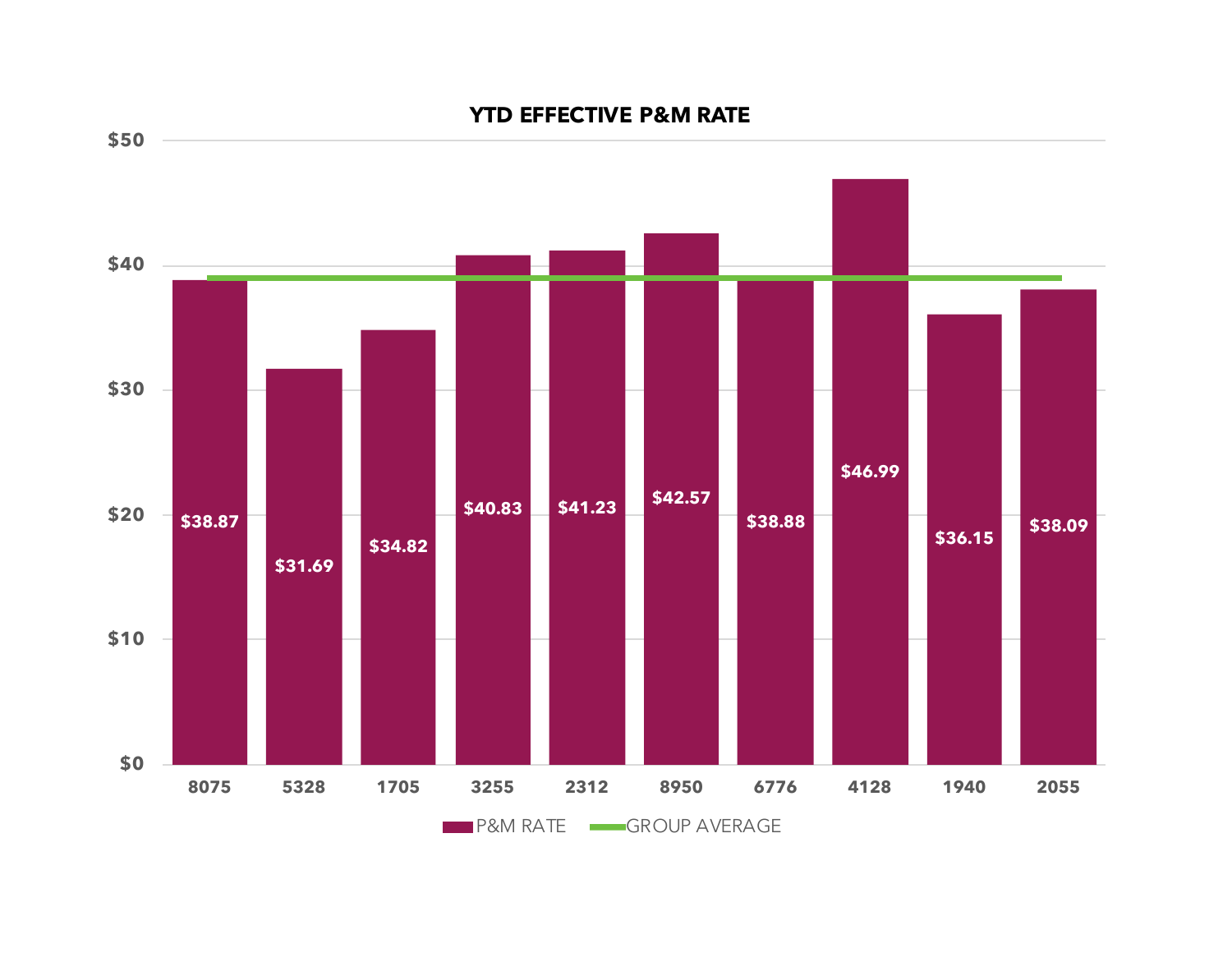## YTD EFFECTIVE P&M RATE

| | P&M RATE |
|---|---|
| 8075 | $38.87 |
| 5328 | $31.69 |
| 1705 | $34.82 |
| 3255 | $40.83 |
| 2312 | $41.23 |
| 8950 | $42.57 |
| 6776 | $38.88 |
| 4128 | $46.99 |
| 1940 | $36.15 |
| 2055 | $38.09 |

P&M RATE — GROUP AVERAGE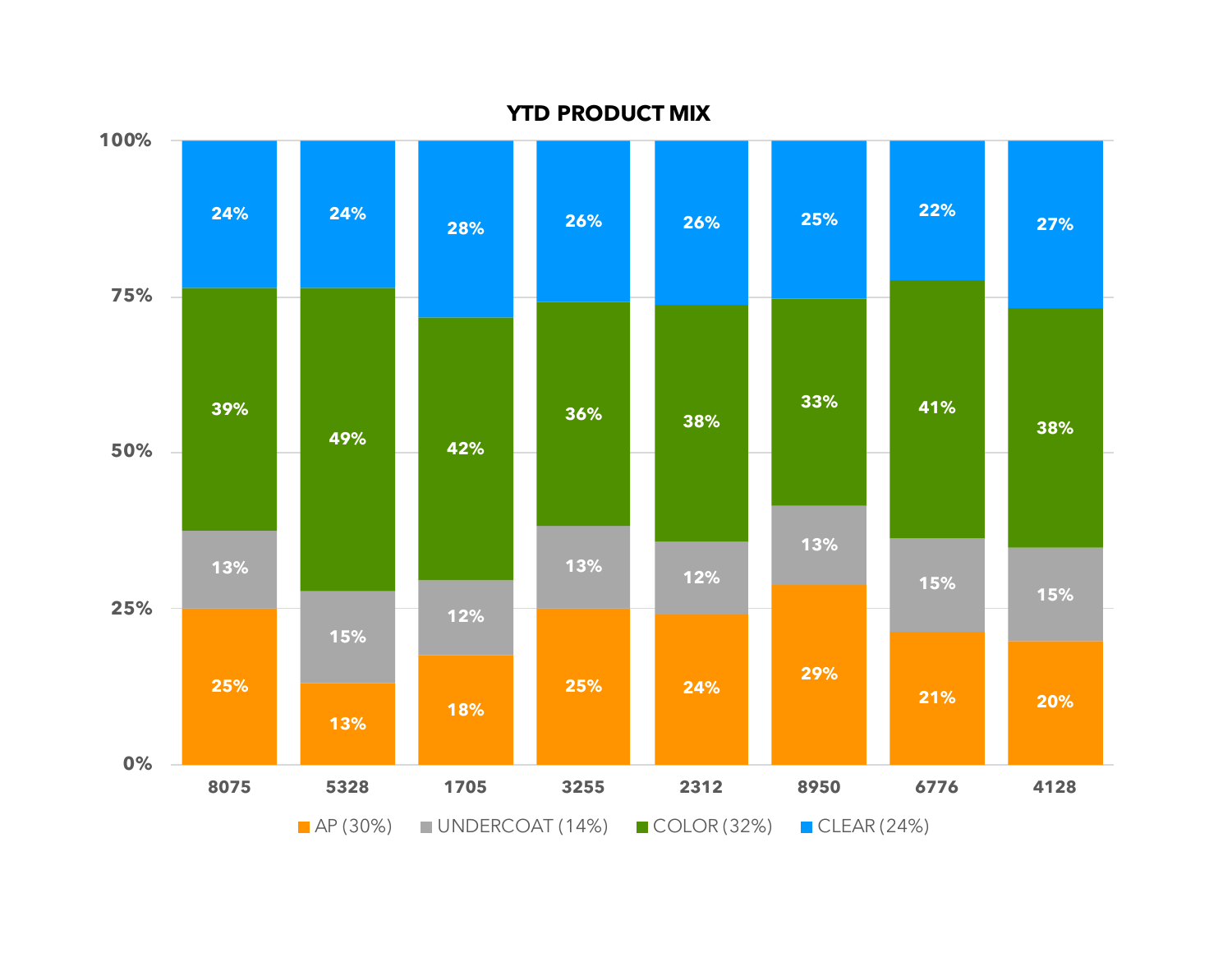# YTD PRODUCT MIX

| | 8075 | 5328 | 1705 | 3255 | 2312 | 8950 | 6776 | 4128 |
|---|---|---|---|---|---|---|---|---|
| CLEAR (24%) | 24% | 24% | 28% | 26% | 26% | 25% | 22% | 27% |
| COLOR (32%) | 39% | 49% | 42% | 36% | 38% | 33% | 41% | 38% |
| UNDERCOAT (14%) | 13% | 15% | 12% | 13% | 12% | 13% | 15% | 15% |
| AP (30%) | 25% | 13% | 18% | 25% | 24% | 29% | 21% | 20% |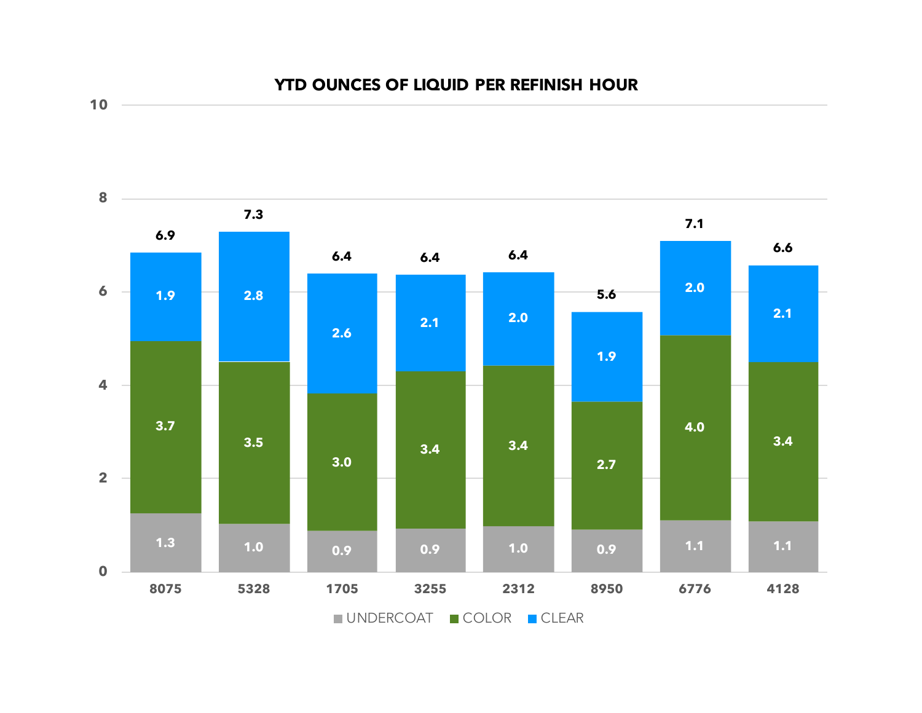**YTD OUNCES OF LIQUID PER REFINISH HOUR**

| | 8075 | 5328 | 1705 | 3255 | 2312 | 8950 | 6776 | 4128 |
|---|---|---|---|---|---|---|---|---|
| UNDERCOAT | 1.3 | 1.0 | 0.9 | 0.9 | 1.0 | 0.9 | 1.1 | 1.1 |
| COLOR | 3.7 | 3.5 | 3.0 | 3.4 | 3.4 | 2.7 | 4.0 | 3.4 |
| CLEAR | 1.9 | 2.8 | 2.6 | 2.1 | 2.0 | 1.9 | 2.0 | 2.1 |
| Total | 6.9 | 7.3 | 6.4 | 6.4 | 6.4 | 5.6 | 7.1 | 6.6 |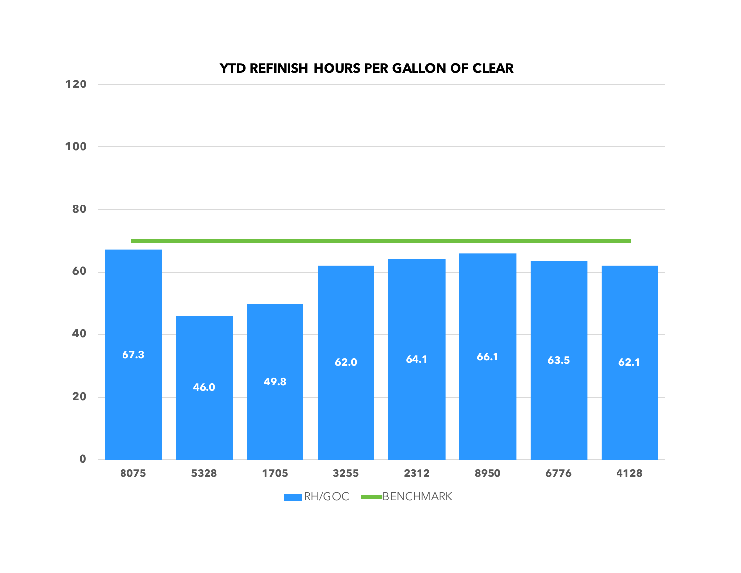YTD REFINISH HOURS PER GALLON OF CLEAR

120

100

80

60

40

20

0

67.3
46.0
49.8
62.0
64.1
66.1
63.5
62.1

8075
5328
1705
3255
2312
8950
6776
4128

RH/GOC
BENCHMARK